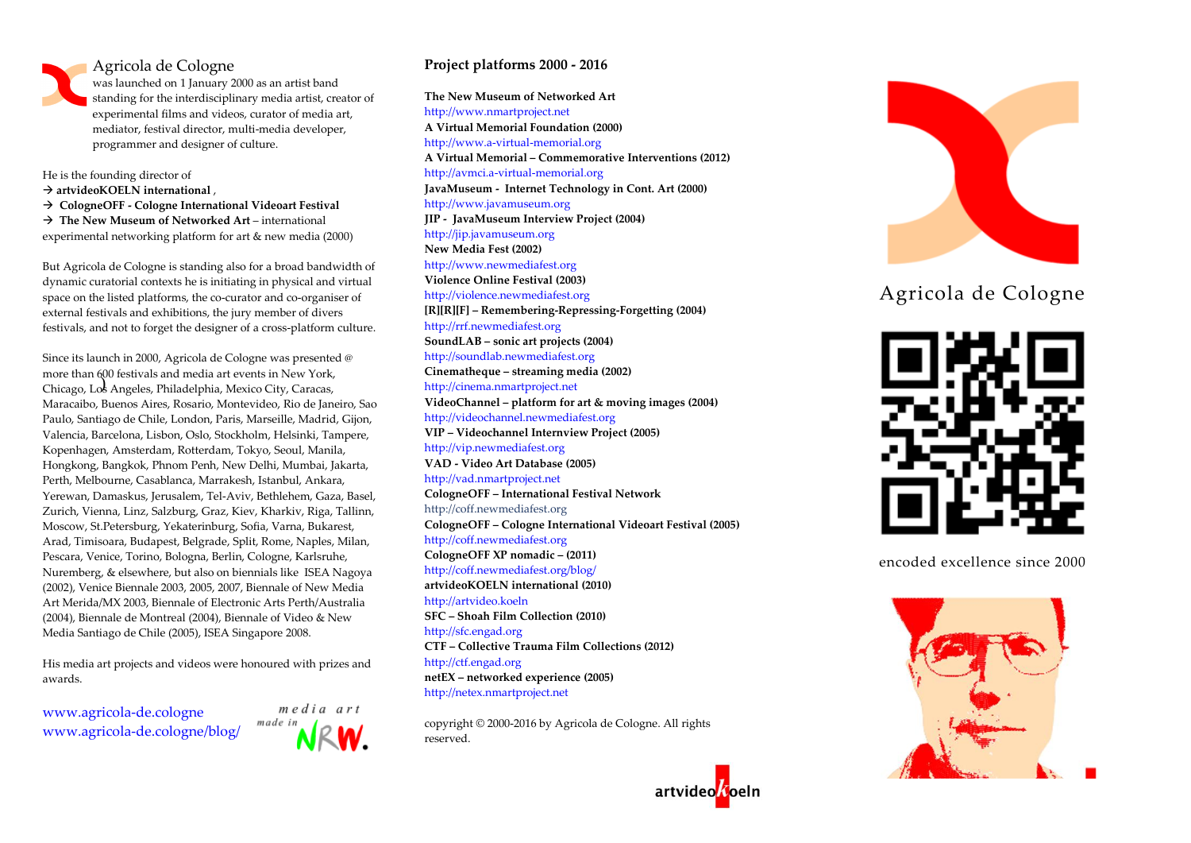# Agricola de Cologne

was launched on 1 January 2000 as an artist band standing for the interdisciplinary media artist, creator of experimental films and videos, curator of media art, mediator, festival director, multi-media developer, programmer and designer of culture.

He is the founding director of

→ **artvideoKOELN international** ,
→ **CologneOFF - Cologne International Videoart Festival**
→ **The New Museum of Networked Art** – international experimental networking platform for art & new media (2000)

But Agricola de Cologne is standing also for a broad bandwidth of dynamic curatorial contexts he is initiating in physical and virtual space on the listed platforms, the co-curator and co-organiser of external festivals and exhibitions, the jury member of divers festivals, and not to forget the designer of a cross-platform culture.

Since its launch in 2000, Agricola de Cologne was presented @ more than 600 festivals and media art events in New York, Chicago, Los Angeles, Philadelphia, Mexico City, Caracas, Maracaibo, Buenos Aires, Rosario, Montevideo, Rio de Janeiro, Sao Paulo, Santiago de Chile, London, Paris, Marseille, Madrid, Gijon, Valencia, Barcelona, Lisbon, Oslo, Stockholm, Helsinki, Tampere, Kopenhagen, Amsterdam, Rotterdam, Tokyo, Seoul, Manila, Hongkong, Bangkok, Phnom Penh, New Delhi, Mumbai, Jakarta, Perth, Melbourne, Casablanca, Marrakesh, Istanbul, Ankara, Yerewan, Damaskus, Jerusalem, Tel-Aviv, Bethlehem, Gaza, Basel, Zurich, Vienna, Linz, Salzburg, Graz, Kiev, Kharkiv, Riga, Tallinn, Moscow, St.Petersburg, Yekaterinburg, Sofia, Varna, Bukarest, Arad, Timisoara, Budapest, Belgrade, Split, Rome, Naples, Milan, Pescara, Venice, Torino, Bologna, Berlin, Cologne, Karlsruhe, Nuremberg, & elsewhere, but also on biennials like ISEA Nagoya (2002), Venice Biennale 2003, 2005, 2007, Biennale of New Media Art Merida/MX 2003, Biennale of Electronic Arts Perth/Australia (2004), Biennale de Montreal (2004), Biennale of Video & New Media Santiago de Chile (2005), ISEA Singapore 2008.

His media art projects and videos were honoured with prizes and awards.

www.agricola-de.cologne
www.agricola-de.cologne/blog/

media art made in NRW.

## Project platforms 2000 - 2016

**The New Museum of Networked Art**
http://www.nmartproject.net
**A Virtual Memorial Foundation (2000)**
http://www.a-virtual-memorial.org
**A Virtual Memorial – Commemorative Interventions (2012)**
http://avmci.a-virtual-memorial.org
**JavaMuseum - Internet Technology in Cont. Art (2000)**
http://www.javamuseum.org
**JIP - JavaMuseum Interview Project (2004)**
http://jip.javamuseum.org
**New Media Fest (2002)**
http://www.newmediafest.org
**Violence Online Festival (2003)**
http://violence.newmediafest.org
**[R][R][F] – Remembering-Repressing-Forgetting (2004)**
http://rrf.newmediafest.org
**SoundLAB – sonic art projects (2004)**
http://soundlab.newmediafest.org
**Cinematheque – streaming media (2002)**
http://cinema.nmartproject.net
**VideoChannel – platform for art & moving images (2004)**
http://videochannel.newmediafest.org
**VIP – Videochannel Internview Project (2005)**
http://vip.newmediafest.org
**VAD - Video Art Database (2005)**
http://vad.nmartproject.net
**CologneOFF – International Festival Network**
http://coff.newmediafest.org
**CologneOFF – Cologne International Videoart Festival (2005)**
http://coff.newmediafest.org
**CologneOFF XP nomadic – (2011)**
http://coff.newmediafest.org/blog/
**artvideoKOELN international (2010)**
http://artvideo.koeln
**SFC – Shoah Film Collection (2010)**
http://sfc.engad.org
**CTF – Collective Trauma Film Collections (2012)**
http://ctf.engad.org
**netEX – networked experience (2005)**
http://netex.nmartproject.net

copyright © 2000-2016 by Agricola de Cologne. All rights reserved.

artvideokoeln

Agricola de Cologne

encoded excellence since 2000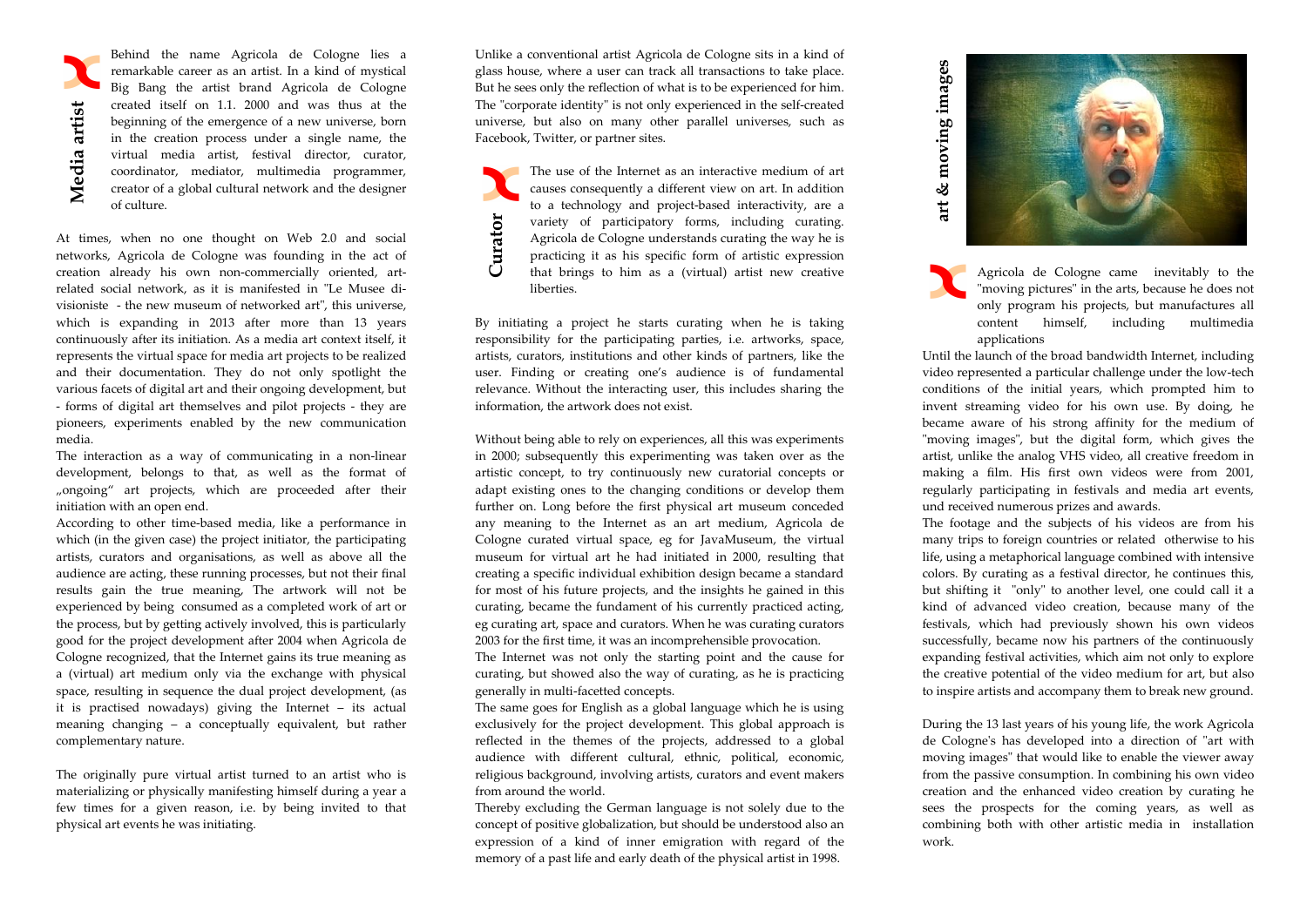## Media artist

Behind the name Agricola de Cologne lies a remarkable career as an artist. In a kind of mystical Big Bang the artist brand Agricola de Cologne created itself on 1.1. 2000 and was thus at the beginning of the emergence of a new universe, born in the creation process under a single name, the virtual media artist, festival director, curator, coordinator, mediator, multimedia programmer, creator of a global cultural network and the designer of culture.

At times, when no one thought on Web 2.0 and social networks, Agricola de Cologne was founding in the act of creation already his own non-commercially oriented, art-related social network, as it is manifested in "Le Musee di-visioniste - the new museum of networked art", this universe, which is expanding in 2013 after more than 13 years continuously after its initiation. As a media art context itself, it represents the virtual space for media art projects to be realized and their documentation. They do not only spotlight the various facets of digital art and their ongoing development, but - forms of digital art themselves and pilot projects - they are pioneers, experiments enabled by the new communication media.

The interaction as a way of communicating in a non-linear development, belongs to that, as well as the format of „ongoing" art projects, which are proceeded after their initiation with an open end.

According to other time-based media, like a performance in which (in the given case) the project initiator, the participating artists, curators and organisations, as well as above all the audience are acting, these running processes, but not their final results gain the true meaning, The artwork will not be experienced by being consumed as a completed work of art or the process, but by getting actively involved, this is particularly good for the project development after 2004 when Agricola de Cologne recognized, that the Internet gains its true meaning as a (virtual) art medium only via the exchange with physical space, resulting in sequence the dual project development, (as it is practised nowadays) giving the Internet – its actual meaning changing – a conceptually equivalent, but rather complementary nature.

The originally pure virtual artist turned to an artist who is materializing or physically manifesting himself during a year a few times for a given reason, i.e. by being invited to that physical art events he was initiating.

Unlike a conventional artist Agricola de Cologne sits in a kind of glass house, where a user can track all transactions to take place. But he sees only the reflection of what is to be experienced for him. The "corporate identity" is not only experienced in the self-created universe, but also on many other parallel universes, such as Facebook, Twitter, or partner sites.

## Curator

The use of the Internet as an interactive medium of art causes consequently a different view on art. In addition to a technology and project-based interactivity, are a variety of participatory forms, including curating. Agricola de Cologne understands curating the way he is practicing it as his specific form of artistic expression that brings to him as a (virtual) artist new creative liberties.

By initiating a project he starts curating when he is taking responsibility for the participating parties, i.e. artworks, space, artists, curators, institutions and other kinds of partners, like the user. Finding or creating one's audience is of fundamental relevance. Without the interacting user, this includes sharing the information, the artwork does not exist.

Without being able to rely on experiences, all this was experiments in 2000; subsequently this experimenting was taken over as the artistic concept, to try continuously new curatorial concepts or adapt existing ones to the changing conditions or develop them further on. Long before the first physical art museum conceded any meaning to the Internet as an art medium, Agricola de Cologne curated virtual space, eg for JavaMuseum, the virtual museum for virtual art he had initiated in 2000, resulting that creating a specific individual exhibition design became a standard for most of his future projects, and the insights he gained in this curating, became the fundament of his currently practiced acting, eg curating art, space and curators. When he was curating curators 2003 for the first time, it was an incomprehensible provocation.

The Internet was not only the starting point and the cause for curating, but showed also the way of curating, as he is practicing generally in multi-facetted concepts.

The same goes for English as a global language which he is using exclusively for the project development. This global approach is reflected in the themes of the projects, addressed to a global audience with different cultural, ethnic, political, economic, religious background, involving artists, curators and event makers from around the world.

Thereby excluding the German language is not solely due to the concept of positive globalization, but should be understood also an expression of a kind of inner emigration with regard of the memory of a past life and early death of the physical artist in 1998.

## art & moving images

Agricola de Cologne came inevitably to the "moving pictures" in the arts, because he does not only program his projects, but manufactures all content himself, including multimedia applications

Until the launch of the broad bandwidth Internet, including video represented a particular challenge under the low-tech conditions of the initial years, which prompted him to invent streaming video for his own use. By doing, he became aware of his strong affinity for the medium of "moving images", but the digital form, which gives the artist, unlike the analog VHS video, all creative freedom in making a film. His first own videos were from 2001, regularly participating in festivals and media art events, und received numerous prizes and awards.

The footage and the subjects of his videos are from his many trips to foreign countries or related otherwise to his life, using a metaphorical language combined with intensive colors. By curating as a festival director, he continues this, but shifting it "only" to another level, one could call it a kind of advanced video creation, because many of the festivals, which had previously shown his own videos successfully, became now his partners of the continuously expanding festival activities, which aim not only to explore the creative potential of the video medium for art, but also to inspire artists and accompany them to break new ground.

During the 13 last years of his young life, the work Agricola de Cologne's has developed into a direction of "art with moving images" that would like to enable the viewer away from the passive consumption. In combining his own video creation and the enhanced video creation by curating he sees the prospects for the coming years, as well as combining both with other artistic media in installation work.